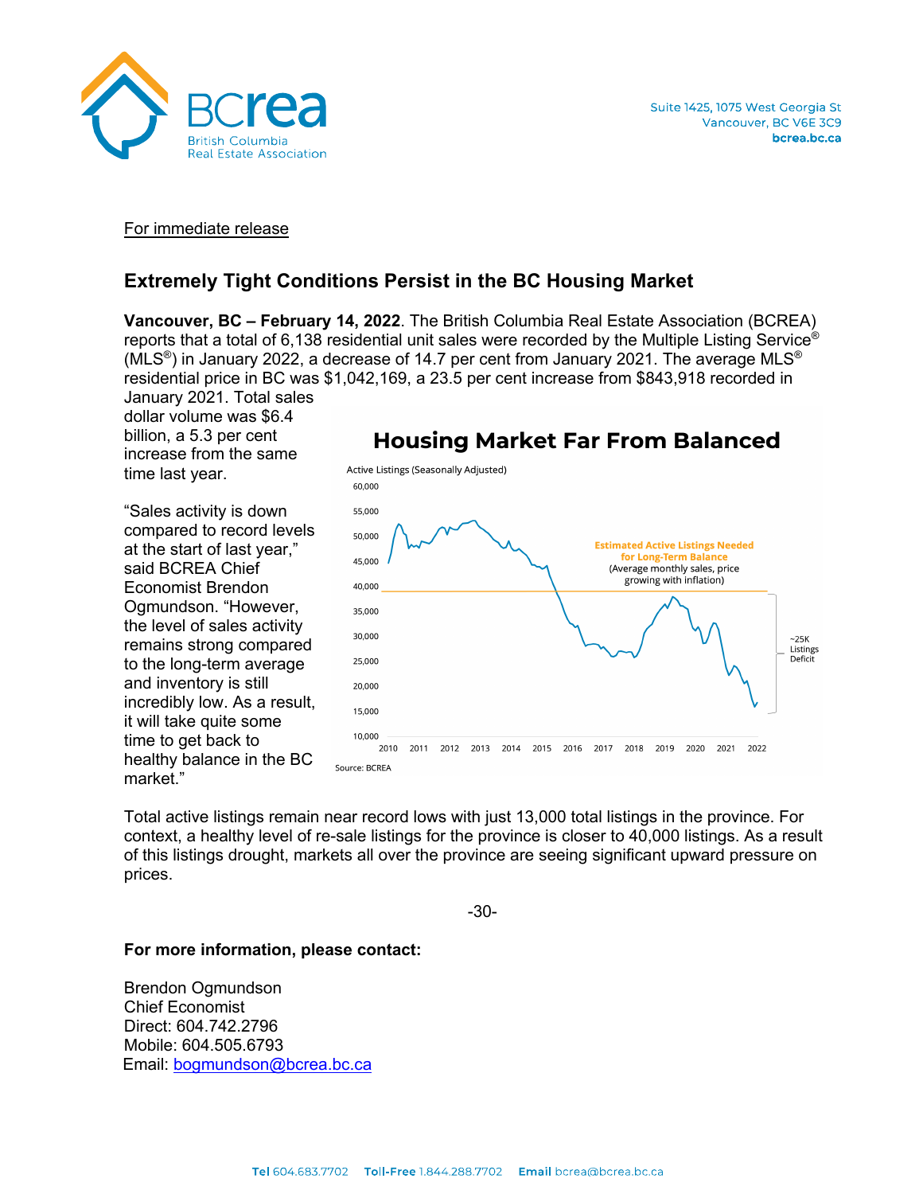For immediate release

## Extremely Tight Conditions Persist in the BC Housing Market

**Vancouver, BC – February 14, 2022**. The British Columbia Real Estate Association (BCREA) reports that a total of 6,138 residential unit sales were recorded by the Multiple Listing Service® (MLS®) in January 2022, a decrease of 14.7 per cent from January 2021. The average MLS® residential price in BC was $1,042,169, a 23.5 per cent increase from $843,918 recorded in January 2021. Total sales dollar volume was $6.4 billion, a 5.3 per cent increase from the same time last year.

"Sales activity is down compared to record levels at the start of last year," said BCREA Chief Economist Brendon Ogmundson. "However, the level of sales activity remains strong compared to the long-term average and inventory is still incredibly low. As a result, it will take quite some time to get back to healthy balance in the BC market."

**Housing Market Far From Balanced**

Active Listings (Seasonally Adjusted)

Estimated Active Listings Needed for Long-Term Balance (Average monthly sales, price growing with inflation)

~25K Listings Deficit

Source: BCREA

Total active listings remain near record lows with just 13,000 total listings in the province. For context, a healthy level of re-sale listings for the province is closer to 40,000 listings. As a result of this listings drought, markets all over the province are seeing significant upward pressure on prices.

-30-

**For more information, please contact:**

Brendon Ogmundson
Chief Economist
Direct: 604.742.2796
Mobile: 604.505.6793
Email: bogmundson@bcrea.bc.ca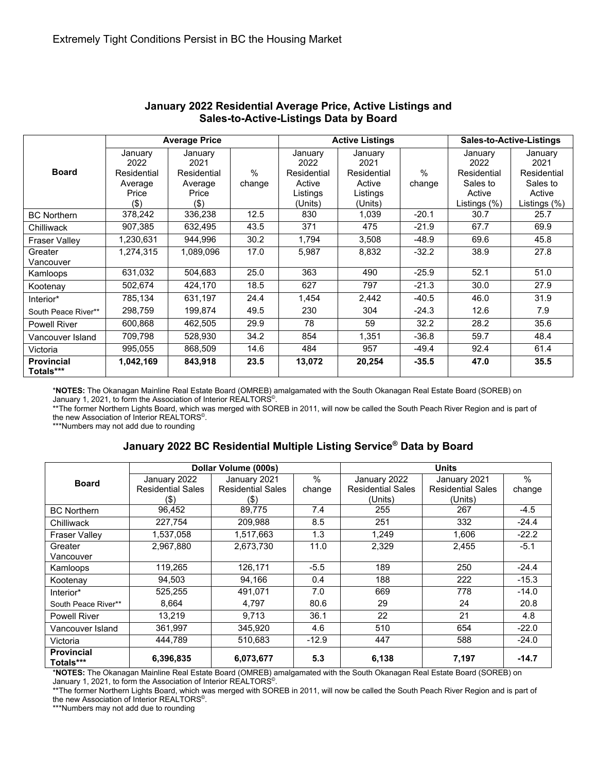Extremely Tight Conditions Persist in BC the Housing Market

## January 2022 Residential Average Price, Active Listings and Sales-to-Active-Listings Data by Board

| Board | Average Price | | | Active Listings | | | Sales-to-Active-Listings | |
|---|---|---|---|---|---|---|---|---|
| | January 2022 Residential Average Price ($) | January 2021 Residential Average Price ($) | % change | January 2022 Residential Active Listings (Units) | January 2021 Residential Active Listings (Units) | % change | January 2022 Residential Sales to Active Listings (%) | January 2021 Residential Sales to Active Listings (%) |
| BC Northern | 378,242 | 336,238 | 12.5 | 830 | 1,039 | -20.1 | 30.7 | 25.7 |
| Chilliwack | 907,385 | 632,495 | 43.5 | 371 | 475 | -21.9 | 67.7 | 69.9 |
| Fraser Valley | 1,230,631 | 944,996 | 30.2 | 1,794 | 3,508 | -48.9 | 69.6 | 45.8 |
| Greater Vancouver | 1,274,315 | 1,089,096 | 17.0 | 5,987 | 8,832 | -32.2 | 38.9 | 27.8 |
| Kamloops | 631,032 | 504,683 | 25.0 | 363 | 490 | -25.9 | 52.1 | 51.0 |
| Kootenay | 502,674 | 424,170 | 18.5 | 627 | 797 | -21.3 | 30.0 | 27.9 |
| Interior* | 785,134 | 631,197 | 24.4 | 1,454 | 2,442 | -40.5 | 46.0 | 31.9 |
| South Peace River** | 298,759 | 199,874 | 49.5 | 230 | 304 | -24.3 | 12.6 | 7.9 |
| Powell River | 600,868 | 462,505 | 29.9 | 78 | 59 | 32.2 | 28.2 | 35.6 |
| Vancouver Island | 709,798 | 528,930 | 34.2 | 854 | 1,351 | -36.8 | 59.7 | 48.4 |
| Victoria | 995,055 | 868,509 | 14.6 | 484 | 957 | -49.4 | 92.4 | 61.4 |
| **Provincial Totals*** ** | **1,042,169** | **843,918** | **23.5** | **13,072** | **20,254** | **-35.5** | **47.0** | **35.5** |

***NOTES:** The Okanagan Mainline Real Estate Board (OMREB) amalgamated with the South Okanagan Real Estate Board (SOREB) on January 1, 2021, to form the Association of Interior REALTORS©.
**The former Northern Lights Board, which was merged with SOREB in 2011, will now be called the South Peach River Region and is part of the new Association of Interior REALTORS©.
***Numbers may not add due to rounding

## January 2022 BC Residential Multiple Listing Service® Data by Board

| Board | Dollar Volume (000s) | | | Units | | |
|---|---|---|---|---|---|---|
| | January 2022 Residential Sales ($) | January 2021 Residential Sales ($) | % change | January 2022 Residential Sales (Units) | January 2021 Residential Sales (Units) | % change |
| BC Northern | 96,452 | 89,775 | 7.4 | 255 | 267 | -4.5 |
| Chilliwack | 227,754 | 209,988 | 8.5 | 251 | 332 | -24.4 |
| Fraser Valley | 1,537,058 | 1,517,663 | 1.3 | 1,249 | 1,606 | -22.2 |
| Greater Vancouver | 2,967,880 | 2,673,730 | 11.0 | 2,329 | 2,455 | -5.1 |
| Kamloops | 119,265 | 126,171 | -5.5 | 189 | 250 | -24.4 |
| Kootenay | 94,503 | 94,166 | 0.4 | 188 | 222 | -15.3 |
| Interior* | 525,255 | 491,071 | 7.0 | 669 | 778 | -14.0 |
| South Peace River** | 8,664 | 4,797 | 80.6 | 29 | 24 | 20.8 |
| Powell River | 13,219 | 9,713 | 36.1 | 22 | 21 | 4.8 |
| Vancouver Island | 361,997 | 345,920 | 4.6 | 510 | 654 | -22.0 |
| Victoria | 444,789 | 510,683 | -12.9 | 447 | 588 | -24.0 |
| **Provincial Totals*** ** | **6,396,835** | **6,073,677** | **5.3** | **6,138** | **7,197** | **-14.7** |

***NOTES:** The Okanagan Mainline Real Estate Board (OMREB) amalgamated with the South Okanagan Real Estate Board (SOREB) on January 1, 2021, to form the Association of Interior REALTORS©.
**The former Northern Lights Board, which was merged with SOREB in 2011, will now be called the South Peach River Region and is part of the new Association of Interior REALTORS©.
***Numbers may not add due to rounding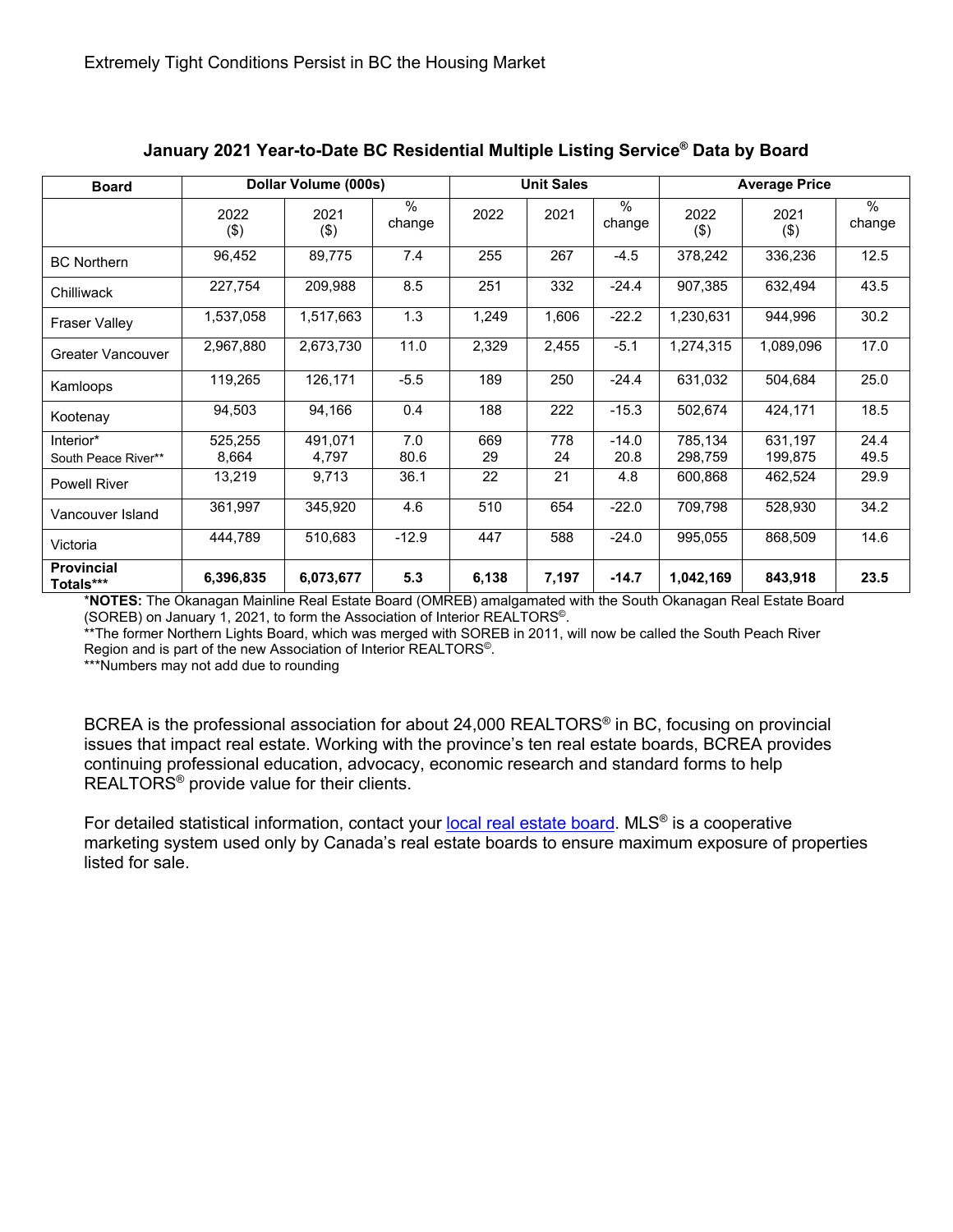Extremely Tight Conditions Persist in BC the Housing Market

**January 2021 Year-to-Date BC Residential Multiple Listing Service® Data by Board**

| Board | Dollar Volume (000s) | | | Unit Sales | | | Average Price | | |
|---|---|---|---|---|---|---|---|---|---|
| | 2022 ($) | 2021 ($) | % change | 2022 | 2021 | % change | 2022 ($) | 2021 ($) | % change |
| BC Northern | 96,452 | 89,775 | 7.4 | 255 | 267 | -4.5 | 378,242 | 336,236 | 12.5 |
| Chilliwack | 227,754 | 209,988 | 8.5 | 251 | 332 | -24.4 | 907,385 | 632,494 | 43.5 |
| Fraser Valley | 1,537,058 | 1,517,663 | 1.3 | 1,249 | 1,606 | -22.2 | 1,230,631 | 944,996 | 30.2 |
| Greater Vancouver | 2,967,880 | 2,673,730 | 11.0 | 2,329 | 2,455 | -5.1 | 1,274,315 | 1,089,096 | 17.0 |
| Kamloops | 119,265 | 126,171 | -5.5 | 189 | 250 | -24.4 | 631,032 | 504,684 | 25.0 |
| Kootenay | 94,503 | 94,166 | 0.4 | 188 | 222 | -15.3 | 502,674 | 424,171 | 18.5 |
| Interior* | 525,255 | 491,071 | 7.0 | 669 | 778 | -14.0 | 785,134 | 631,197 | 24.4 |
| South Peace River** | 8,664 | 4,797 | 80.6 | 29 | 24 | 20.8 | 298,759 | 199,875 | 49.5 |
| Powell River | 13,219 | 9,713 | 36.1 | 22 | 21 | 4.8 | 600,868 | 462,524 | 29.9 |
| Vancouver Island | 361,997 | 345,920 | 4.6 | 510 | 654 | -22.0 | 709,798 | 528,930 | 34.2 |
| Victoria | 444,789 | 510,683 | -12.9 | 447 | 588 | -24.0 | 995,055 | 868,509 | 14.6 |
| **Provincial Totals***** | **6,396,835** | **6,073,677** | **5.3** | **6,138** | **7,197** | **-14.7** | **1,042,169** | **843,918** | **23.5** |

***NOTES:** The Okanagan Mainline Real Estate Board (OMREB) amalgamated with the South Okanagan Real Estate Board (SOREB) on January 1, 2021, to form the Association of Interior REALTORS©.
**The former Northern Lights Board, which was merged with SOREB in 2011, will now be called the South Peach River Region and is part of the new Association of Interior REALTORS©.
***Numbers may not add due to rounding

BCREA is the professional association for about 24,000 REALTORS® in BC, focusing on provincial issues that impact real estate. Working with the province's ten real estate boards, BCREA provides continuing professional education, advocacy, economic research and standard forms to help REALTORS® provide value for their clients.

For detailed statistical information, contact your local real estate board. MLS® is a cooperative marketing system used only by Canada's real estate boards to ensure maximum exposure of properties listed for sale.